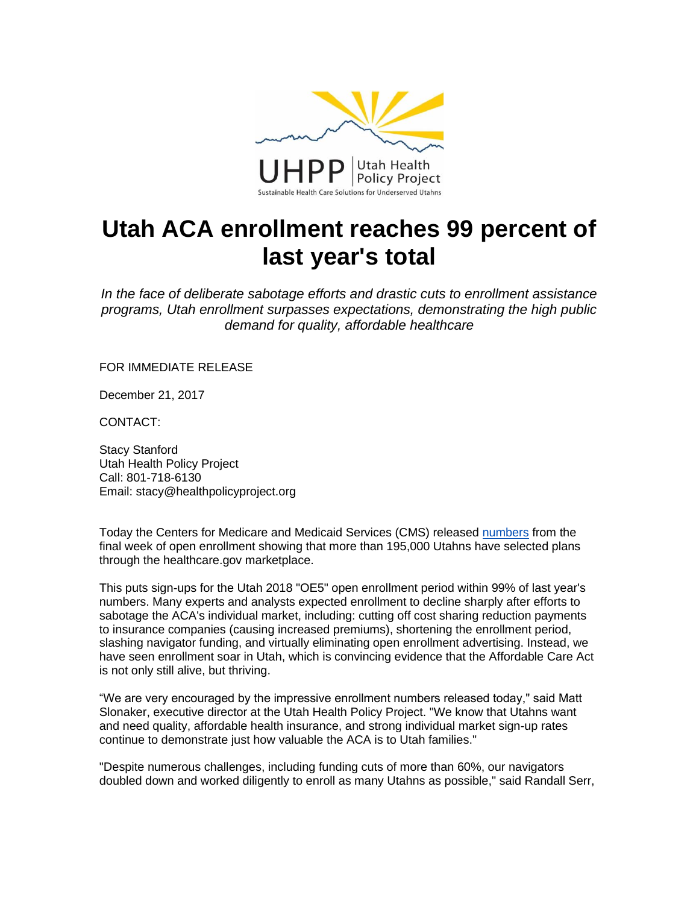# Utah ACA enrollment reaches 99 percent of last year's total

*In the face of deliberate sabotage efforts and drastic cuts to enrollment assistance programs, Utah enrollment surpasses expectations, demonstrating the high public demand for quality, affordable healthcare*

FOR IMMEDIATE RELEASE

December 21, 2017

CONTACT:

Stacy Stanford
Utah Health Policy Project
Call: 801-718-6130
Email: stacy@healthpolicyproject.org

Today the Centers for Medicare and Medicaid Services (CMS) released numbers from the final week of open enrollment showing that more than 195,000 Utahns have selected plans through the healthcare.gov marketplace.

This puts sign-ups for the Utah 2018 "OE5" open enrollment period within 99% of last year's numbers. Many experts and analysts expected enrollment to decline sharply after efforts to sabotage the ACA's individual market, including: cutting off cost sharing reduction payments to insurance companies (causing increased premiums), shortening the enrollment period, slashing navigator funding, and virtually eliminating open enrollment advertising. Instead, we have seen enrollment soar in Utah, which is convincing evidence that the Affordable Care Act is not only still alive, but thriving.

"We are very encouraged by the impressive enrollment numbers released today," said Matt Slonaker, executive director at the Utah Health Policy Project. "We know that Utahns want and need quality, affordable health insurance, and strong individual market sign-up rates continue to demonstrate just how valuable the ACA is to Utah families."

"Despite numerous challenges, including funding cuts of more than 60%, our navigators doubled down and worked diligently to enroll as many Utahns as possible," said Randall Serr,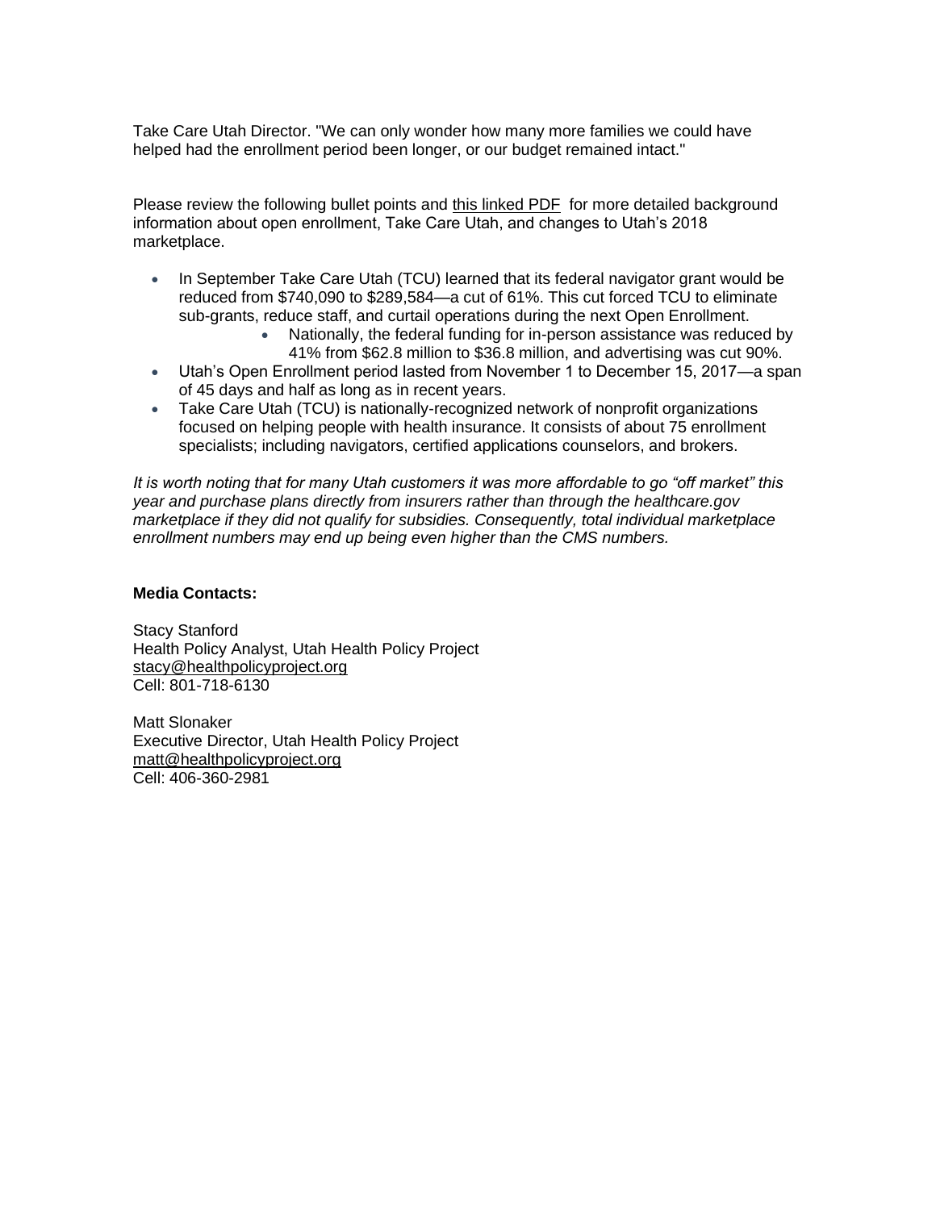Take Care Utah Director. "We can only wonder how many more families we could have helped had the enrollment period been longer, or our budget remained intact."

Please review the following bullet points and this linked PDF for more detailed background information about open enrollment, Take Care Utah, and changes to Utah's 2018 marketplace.

- In September Take Care Utah (TCU) learned that its federal navigator grant would be reduced from $740,090 to $289,584—a cut of 61%. This cut forced TCU to eliminate sub-grants, reduce staff, and curtail operations during the next Open Enrollment.
  - Nationally, the federal funding for in-person assistance was reduced by 41% from $62.8 million to $36.8 million, and advertising was cut 90%.
- Utah's Open Enrollment period lasted from November 1 to December 15, 2017—a span of 45 days and half as long as in recent years.
- Take Care Utah (TCU) is nationally-recognized network of nonprofit organizations focused on helping people with health insurance. It consists of about 75 enrollment specialists; including navigators, certified applications counselors, and brokers.

*It is worth noting that for many Utah customers it was more affordable to go "off market" this year and purchase plans directly from insurers rather than through the healthcare.gov marketplace if they did not qualify for subsidies. Consequently, total individual marketplace enrollment numbers may end up being even higher than the CMS numbers.*

**Media Contacts:**

Stacy Stanford
Health Policy Analyst, Utah Health Policy Project
stacy@healthpolicyproject.org
Cell: 801-718-6130

Matt Slonaker
Executive Director, Utah Health Policy Project
matt@healthpolicyproject.org
Cell: 406-360-2981